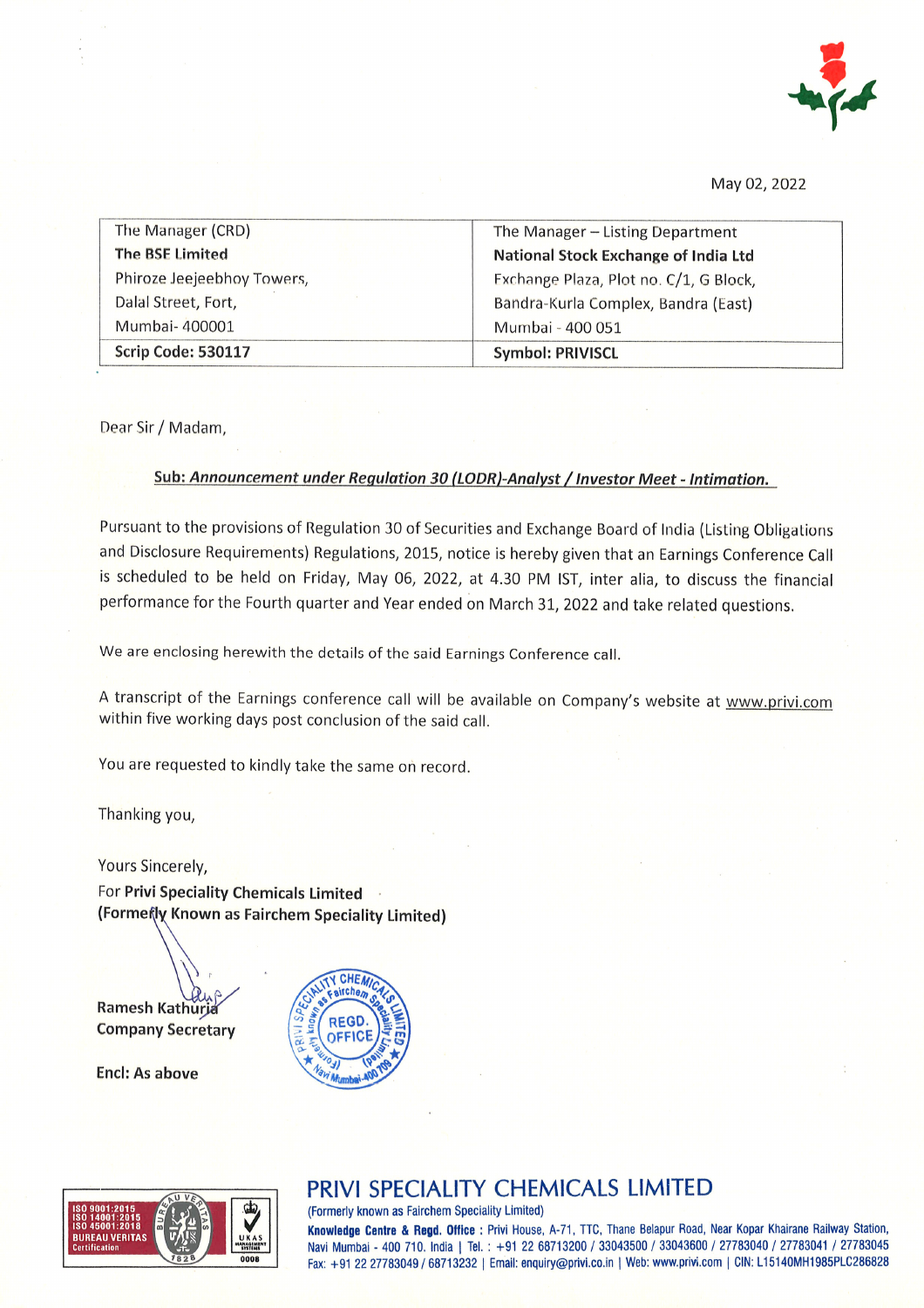May 02, 2022

| The Manager (CRD) | The Manager – Listing Department |
|---|---|
| **The BSE Limited** | **National Stock Exchange of India Ltd** |
| Phiroze Jeejeebhoy Towers, | Exchange Plaza, Plot no. C/1, G Block, |
| Dalal Street, Fort, | Bandra-Kurla Complex, Bandra (East) |
| Mumbai- 400001 | Mumbai - 400 051 |
| **Scrip Code: 530117** | **Symbol: PRIVISCL** |

Dear Sir / Madam,

**Sub: *Announcement under Regulation 30 (LODR)-Analyst / Investor Meet - Intimation.***

Pursuant to the provisions of Regulation 30 of Securities and Exchange Board of India (Listing Obligations and Disclosure Requirements) Regulations, 2015, notice is hereby given that an Earnings Conference Call is scheduled to be held on Friday, May 06, 2022, at 4.30 PM IST, inter alia, to discuss the financial performance for the Fourth quarter and Year ended on March 31, 2022 and take related questions.

We are enclosing herewith the details of the said Earnings Conference call.

A transcript of the Earnings conference call will be available on Company's website at www.privi.com within five working days post conclusion of the said call.

You are requested to kindly take the same on record.

Thanking you,

Yours Sincerely,

For **Privi Speciality Chemicals Limited**

**(Formerly Known as Fairchem Speciality Limited)**

**Ramesh Kathuria**

**Company Secretary**

**Encl: As above**

## PRIVI SPECIALITY CHEMICALS LIMITED

(Formerly known as Fairchem Speciality Limited)

**Knowledge Centre & Regd. Office :** Privi House, A-71, TTC, Thane Belapur Road, Near Kopar Khairane Railway Station, Navi Mumbai - 400 710. India | Tel. : +91 22 68713200 / 33043500 / 33043600 / 27783040 / 27783041 / 27783045 Fax: +91 22 27783049 / 68713232 | Email: enquiry@privi.co.in | Web: www.privi.com | CIN: L15140MH1985PLC286828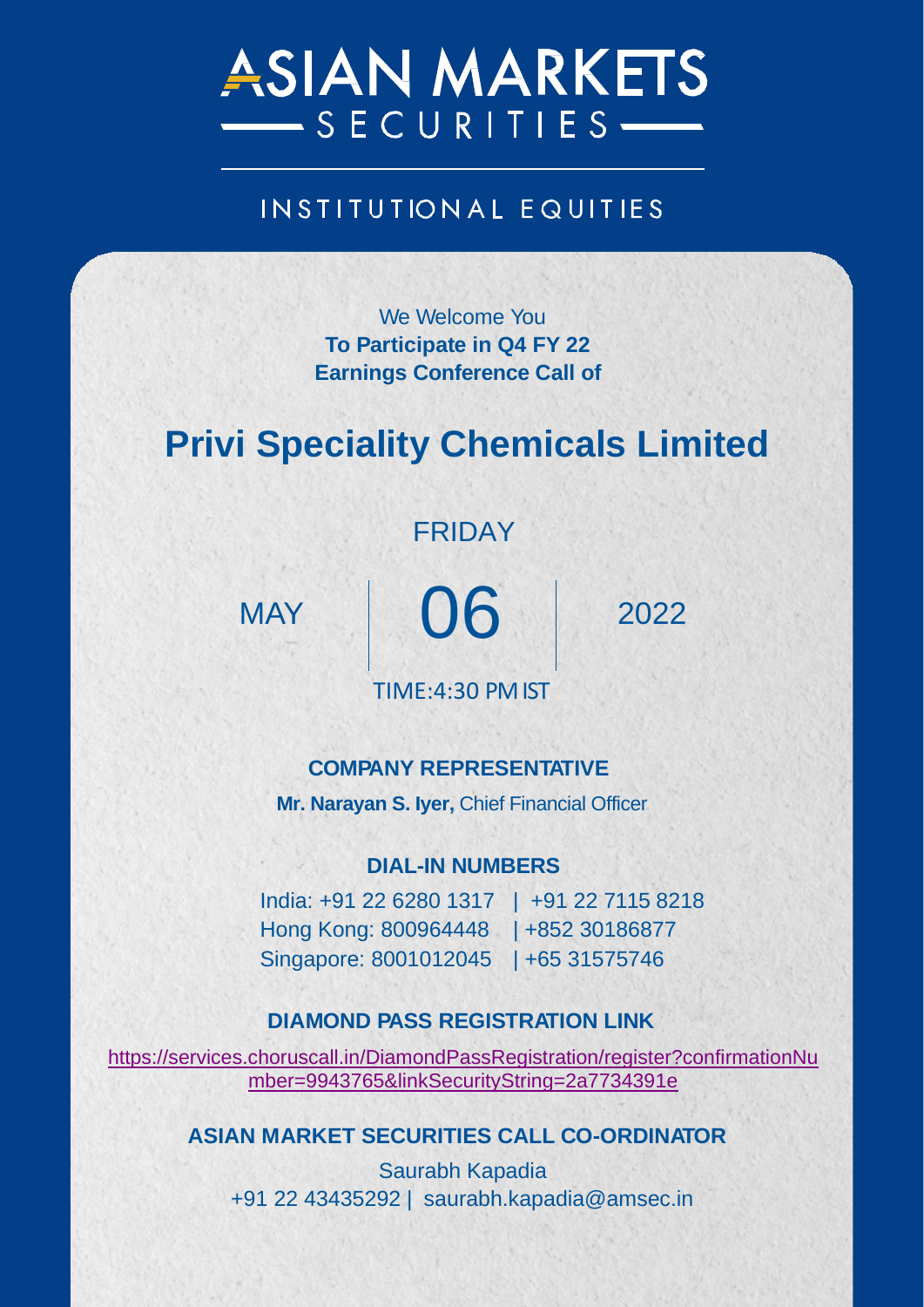# ASIAN MARKETS SECURITIES

## INSTITUTIONAL EQUITIES

We Welcome You
**To Participate in Q4 FY 22**
**Earnings Conference Call of**

# Privi Speciality Chemicals Limited

FRIDAY

MAY | 06 | 2022

TIME:4:30 PM IST

**COMPANY REPRESENTATIVE**

**Mr. Narayan S. Iyer,** Chief Financial Officer

**DIAL-IN NUMBERS**

India: +91 22 6280 1317 | +91 22 7115 8218
Hong Kong: 800964448 | +852 30186877
Singapore: 8001012045 | +65 31575746

**DIAMOND PASS REGISTRATION LINK**

https://services.choruscall.in/DiamondPassRegistration/register?confirmationNumber=9943765&linkSecurityString=2a7734391e

**ASIAN MARKET SECURITIES CALL CO-ORDINATOR**

Saurabh Kapadia
+91 22 43435292 | saurabh.kapadia@amsec.in